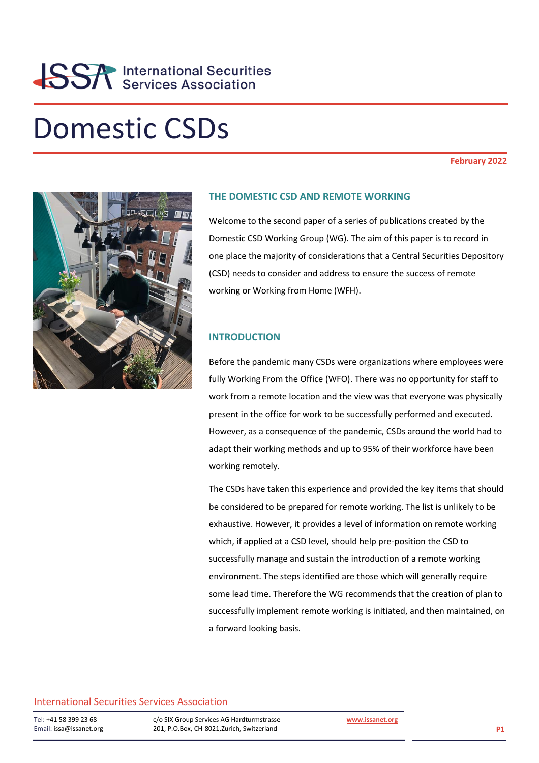# Domestic CSDs

February 2022

## THE DOMESTIC CSD AND REMOTE WORKING

Welcome to the second paper of a series of publications created by the Domestic CSD Working Group (WG). The aim of this paper is to record in one place the majority of considerations that a Central Securities Depository (CSD) needs to consider and address to ensure the success of remote working or Working from Home (WFH).

## INTRODUCTION

Before the pandemic many CSDs were organizations where employees were fully Working From the Office (WFO). There was no opportunity for staff to work from a remote location and the view was that everyone was physically present in the office for work to be successfully performed and executed. However, as a consequence of the pandemic, CSDs around the world had to adapt their working methods and up to 95% of their workforce have been working remotely.

The CSDs have taken this experience and provided the key items that should be considered to be prepared for remote working. The list is unlikely to be exhaustive. However, it provides a level of information on remote working which, if applied at a CSD level, should help pre-position the CSD to successfully manage and sustain the introduction of a remote working environment. The steps identified are those which will generally require some lead time. Therefore the WG recommends that the creation of plan to successfully implement remote working is initiated, and then maintained, on a forward looking basis.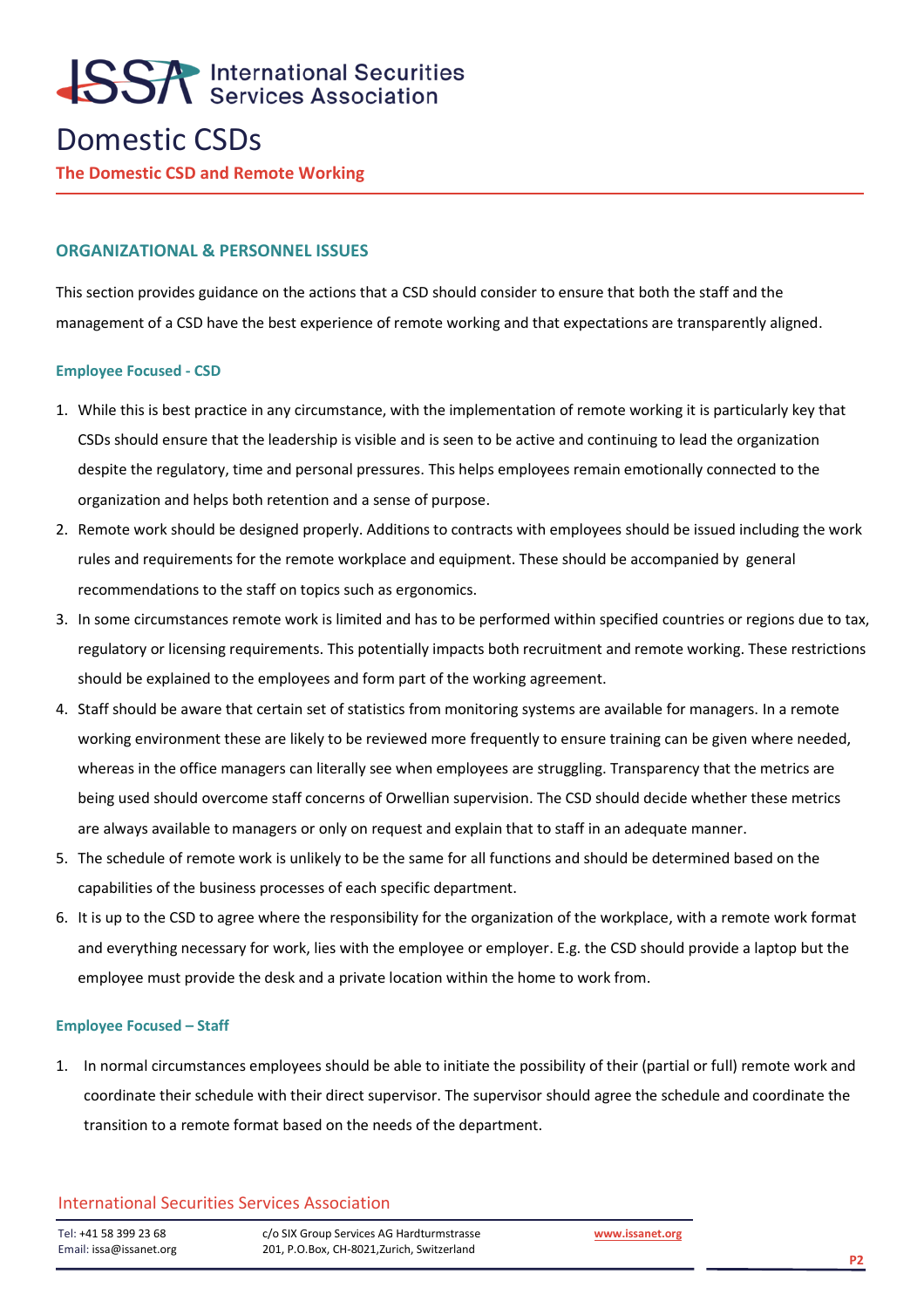# Domestic CSDs

## The Domestic CSD and Remote Working

### ORGANIZATIONAL & PERSONNEL ISSUES

This section provides guidance on the actions that a CSD should consider to ensure that both the staff and the management of a CSD have the best experience of remote working and that expectations are transparently aligned.

#### Employee Focused - CSD

1. While this is best practice in any circumstance, with the implementation of remote working it is particularly key that CSDs should ensure that the leadership is visible and is seen to be active and continuing to lead the organization despite the regulatory, time and personal pressures. This helps employees remain emotionally connected to the organization and helps both retention and a sense of purpose.
2. Remote work should be designed properly. Additions to contracts with employees should be issued including the work rules and requirements for the remote workplace and equipment. These should be accompanied by general recommendations to the staff on topics such as ergonomics.
3. In some circumstances remote work is limited and has to be performed within specified countries or regions due to tax, regulatory or licensing requirements. This potentially impacts both recruitment and remote working. These restrictions should be explained to the employees and form part of the working agreement.
4. Staff should be aware that certain set of statistics from monitoring systems are available for managers. In a remote working environment these are likely to be reviewed more frequently to ensure training can be given where needed, whereas in the office managers can literally see when employees are struggling. Transparency that the metrics are being used should overcome staff concerns of Orwellian supervision. The CSD should decide whether these metrics are always available to managers or only on request and explain that to staff in an adequate manner.
5. The schedule of remote work is unlikely to be the same for all functions and should be determined based on the capabilities of the business processes of each specific department.
6. It is up to the CSD to agree where the responsibility for the organization of the workplace, with a remote work format and everything necessary for work, lies with the employee or employer. E.g. the CSD should provide a laptop but the employee must provide the desk and a private location within the home to work from.

#### Employee Focused – Staff

1. In normal circumstances employees should be able to initiate the possibility of their (partial or full) remote work and coordinate their schedule with their direct supervisor. The supervisor should agree the schedule and coordinate the transition to a remote format based on the needs of the department.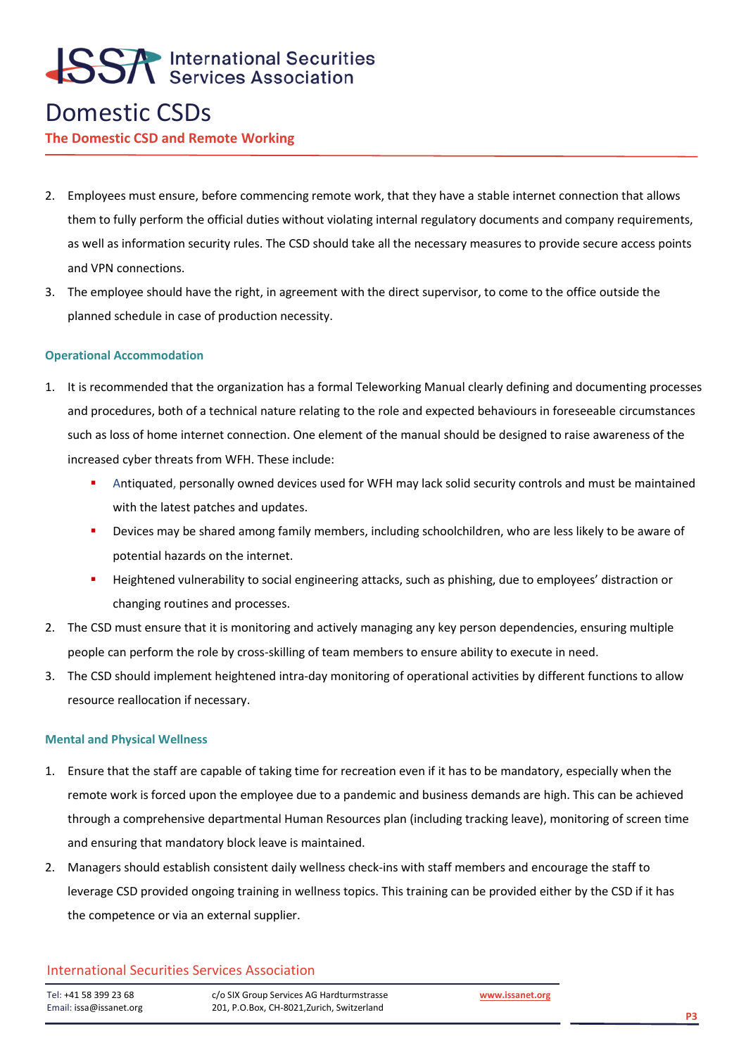2. Employees must ensure, before commencing remote work, that they have a stable internet connection that allows them to fully perform the official duties without violating internal regulatory documents and company requirements, as well as information security rules. The CSD should take all the necessary measures to provide secure access points and VPN connections.
3. The employee should have the right, in agreement with the direct supervisor, to come to the office outside the planned schedule in case of production necessity.

#### Operational Accommodation

1. It is recommended that the organization has a formal Teleworking Manual clearly defining and documenting processes and procedures, both of a technical nature relating to the role and expected behaviours in foreseeable circumstances such as loss of home internet connection. One element of the manual should be designed to raise awareness of the increased cyber threats from WFH. These include:
   - Antiquated, personally owned devices used for WFH may lack solid security controls and must be maintained with the latest patches and updates.
   - Devices may be shared among family members, including schoolchildren, who are less likely to be aware of potential hazards on the internet.
   - Heightened vulnerability to social engineering attacks, such as phishing, due to employees' distraction or changing routines and processes.
2. The CSD must ensure that it is monitoring and actively managing any key person dependencies, ensuring multiple people can perform the role by cross-skilling of team members to ensure ability to execute in need.
3. The CSD should implement heightened intra-day monitoring of operational activities by different functions to allow resource reallocation if necessary.

#### Mental and Physical Wellness

1. Ensure that the staff are capable of taking time for recreation even if it has to be mandatory, especially when the remote work is forced upon the employee due to a pandemic and business demands are high. This can be achieved through a comprehensive departmental Human Resources plan (including tracking leave), monitoring of screen time and ensuring that mandatory block leave is maintained.
2. Managers should establish consistent daily wellness check-ins with staff members and encourage the staff to leverage CSD provided ongoing training in wellness topics. This training can be provided either by the CSD if it has the competence or via an external supplier.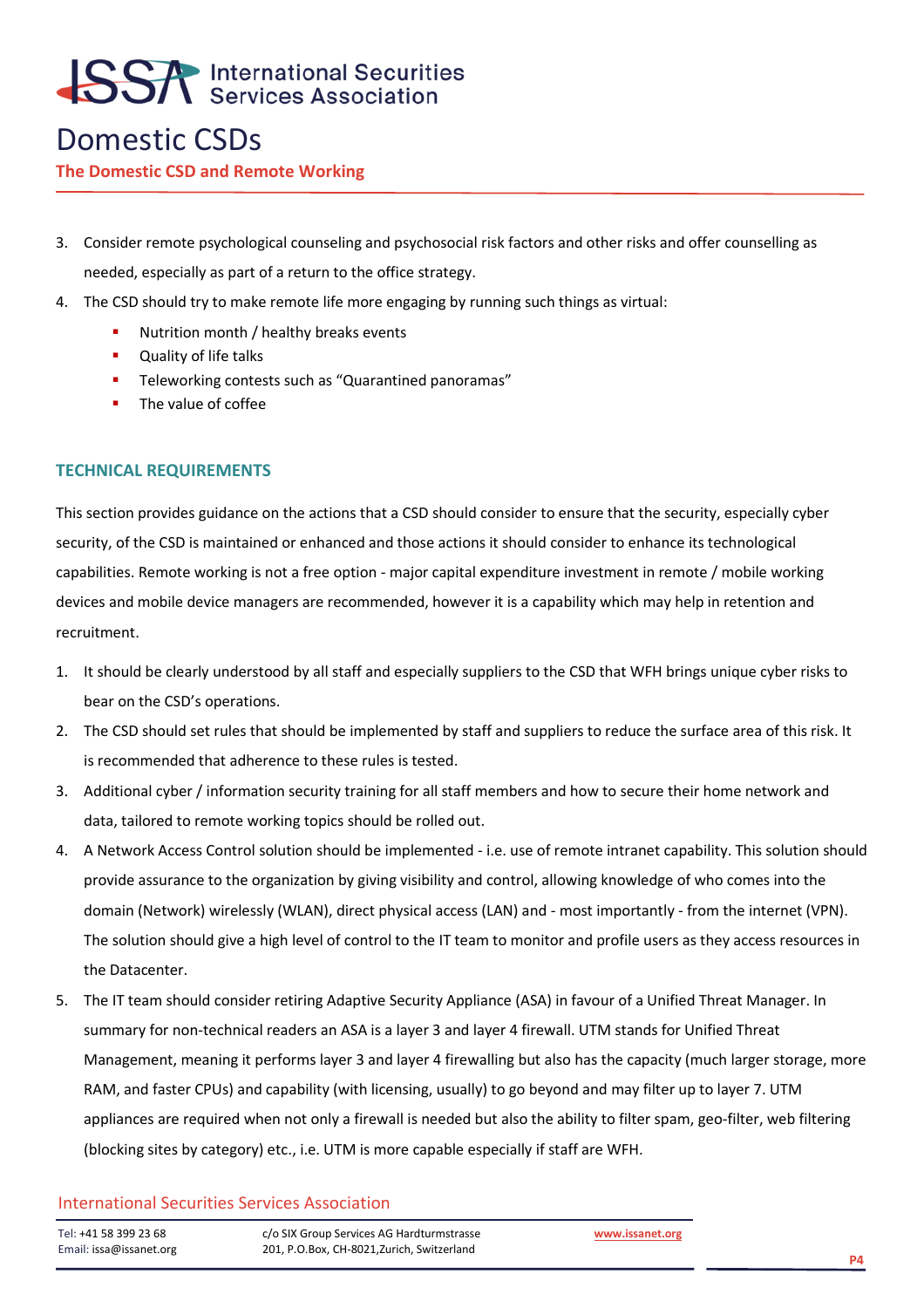3. Consider remote psychological counseling and psychosocial risk factors and other risks and offer counselling as needed, especially as part of a return to the office strategy.
4. The CSD should try to make remote life more engaging by running such things as virtual:
   - Nutrition month / healthy breaks events
   - Quality of life talks
   - Teleworking contests such as "Quarantined panoramas"
   - The value of coffee

## TECHNICAL REQUIREMENTS

This section provides guidance on the actions that a CSD should consider to ensure that the security, especially cyber security, of the CSD is maintained or enhanced and those actions it should consider to enhance its technological capabilities. Remote working is not a free option - major capital expenditure investment in remote / mobile working devices and mobile device managers are recommended, however it is a capability which may help in retention and recruitment.

1. It should be clearly understood by all staff and especially suppliers to the CSD that WFH brings unique cyber risks to bear on the CSD's operations.
2. The CSD should set rules that should be implemented by staff and suppliers to reduce the surface area of this risk. It is recommended that adherence to these rules is tested.
3. Additional cyber / information security training for all staff members and how to secure their home network and data, tailored to remote working topics should be rolled out.
4. A Network Access Control solution should be implemented - i.e. use of remote intranet capability. This solution should provide assurance to the organization by giving visibility and control, allowing knowledge of who comes into the domain (Network) wirelessly (WLAN), direct physical access (LAN) and - most importantly - from the internet (VPN). The solution should give a high level of control to the IT team to monitor and profile users as they access resources in the Datacenter.
5. The IT team should consider retiring Adaptive Security Appliance (ASA) in favour of a Unified Threat Manager. In summary for non-technical readers an ASA is a layer 3 and layer 4 firewall. UTM stands for Unified Threat Management, meaning it performs layer 3 and layer 4 firewalling but also has the capacity (much larger storage, more RAM, and faster CPUs) and capability (with licensing, usually) to go beyond and may filter up to layer 7. UTM appliances are required when not only a firewall is needed but also the ability to filter spam, geo-filter, web filtering (blocking sites by category) etc., i.e. UTM is more capable especially if staff are WFH.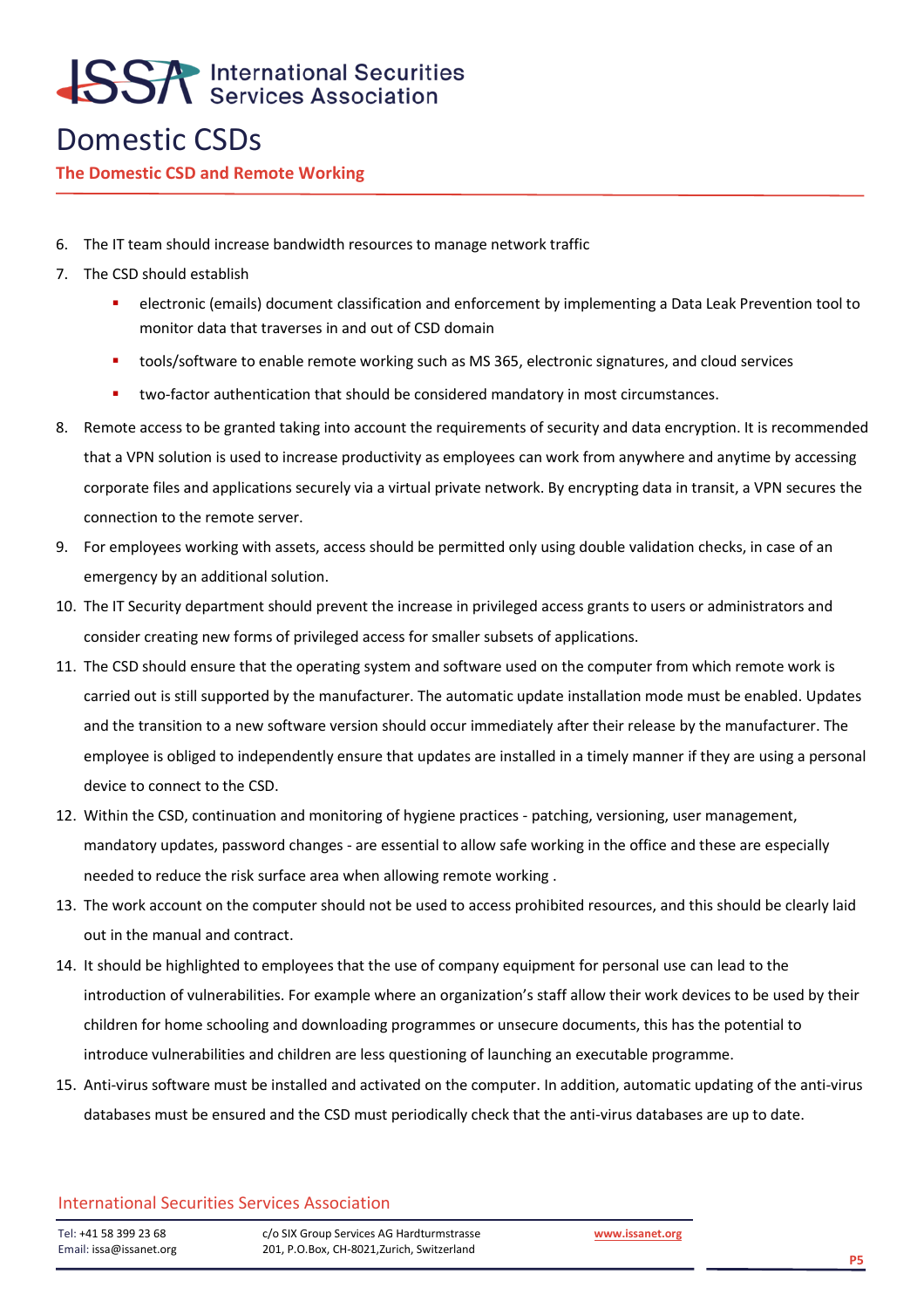6. The IT team should increase bandwidth resources to manage network traffic
7. The CSD should establish
   - electronic (emails) document classification and enforcement by implementing a Data Leak Prevention tool to monitor data that traverses in and out of CSD domain
   - tools/software to enable remote working such as MS 365, electronic signatures, and cloud services
   - two-factor authentication that should be considered mandatory in most circumstances.
8. Remote access to be granted taking into account the requirements of security and data encryption. It is recommended that a VPN solution is used to increase productivity as employees can work from anywhere and anytime by accessing corporate files and applications securely via a virtual private network. By encrypting data in transit, a VPN secures the connection to the remote server.
9. For employees working with assets, access should be permitted only using double validation checks, in case of an emergency by an additional solution.
10. The IT Security department should prevent the increase in privileged access grants to users or administrators and consider creating new forms of privileged access for smaller subsets of applications.
11. The CSD should ensure that the operating system and software used on the computer from which remote work is carried out is still supported by the manufacturer. The automatic update installation mode must be enabled. Updates and the transition to a new software version should occur immediately after their release by the manufacturer. The employee is obliged to independently ensure that updates are installed in a timely manner if they are using a personal device to connect to the CSD.
12. Within the CSD, continuation and monitoring of hygiene practices - patching, versioning, user management, mandatory updates, password changes - are essential to allow safe working in the office and these are especially needed to reduce the risk surface area when allowing remote working .
13. The work account on the computer should not be used to access prohibited resources, and this should be clearly laid out in the manual and contract.
14. It should be highlighted to employees that the use of company equipment for personal use can lead to the introduction of vulnerabilities. For example where an organization's staff allow their work devices to be used by their children for home schooling and downloading programmes or unsecure documents, this has the potential to introduce vulnerabilities and children are less questioning of launching an executable programme.
15. Anti-virus software must be installed and activated on the computer. In addition, automatic updating of the anti-virus databases must be ensured and the CSD must periodically check that the anti-virus databases are up to date.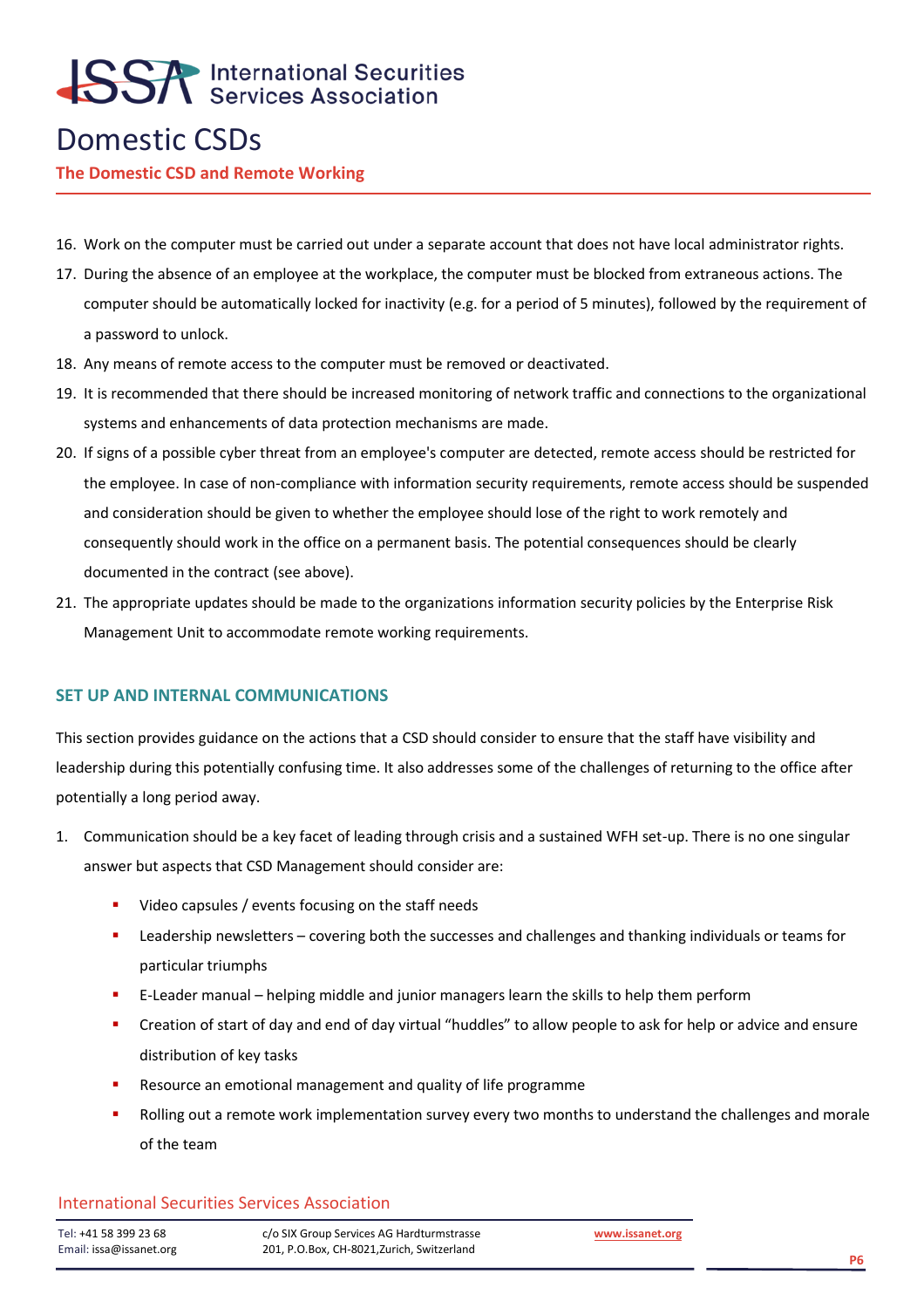16. Work on the computer must be carried out under a separate account that does not have local administrator rights.
17. During the absence of an employee at the workplace, the computer must be blocked from extraneous actions. The computer should be automatically locked for inactivity (e.g. for a period of 5 minutes), followed by the requirement of a password to unlock.
18. Any means of remote access to the computer must be removed or deactivated.
19. It is recommended that there should be increased monitoring of network traffic and connections to the organizational systems and enhancements of data protection mechanisms are made.
20. If signs of a possible cyber threat from an employee's computer are detected, remote access should be restricted for the employee. In case of non-compliance with information security requirements, remote access should be suspended and consideration should be given to whether the employee should lose of the right to work remotely and consequently should work in the office on a permanent basis. The potential consequences should be clearly documented in the contract (see above).
21. The appropriate updates should be made to the organizations information security policies by the Enterprise Risk Management Unit to accommodate remote working requirements.

### SET UP AND INTERNAL COMMUNICATIONS

This section provides guidance on the actions that a CSD should consider to ensure that the staff have visibility and leadership during this potentially confusing time. It also addresses some of the challenges of returning to the office after potentially a long period away.

1. Communication should be a key facet of leading through crisis and a sustained WFH set-up. There is no one singular answer but aspects that CSD Management should consider are:
   - Video capsules / events focusing on the staff needs
   - Leadership newsletters – covering both the successes and challenges and thanking individuals or teams for particular triumphs
   - E-Leader manual – helping middle and junior managers learn the skills to help them perform
   - Creation of start of day and end of day virtual "huddles" to allow people to ask for help or advice and ensure distribution of key tasks
   - Resource an emotional management and quality of life programme
   - Rolling out a remote work implementation survey every two months to understand the challenges and morale of the team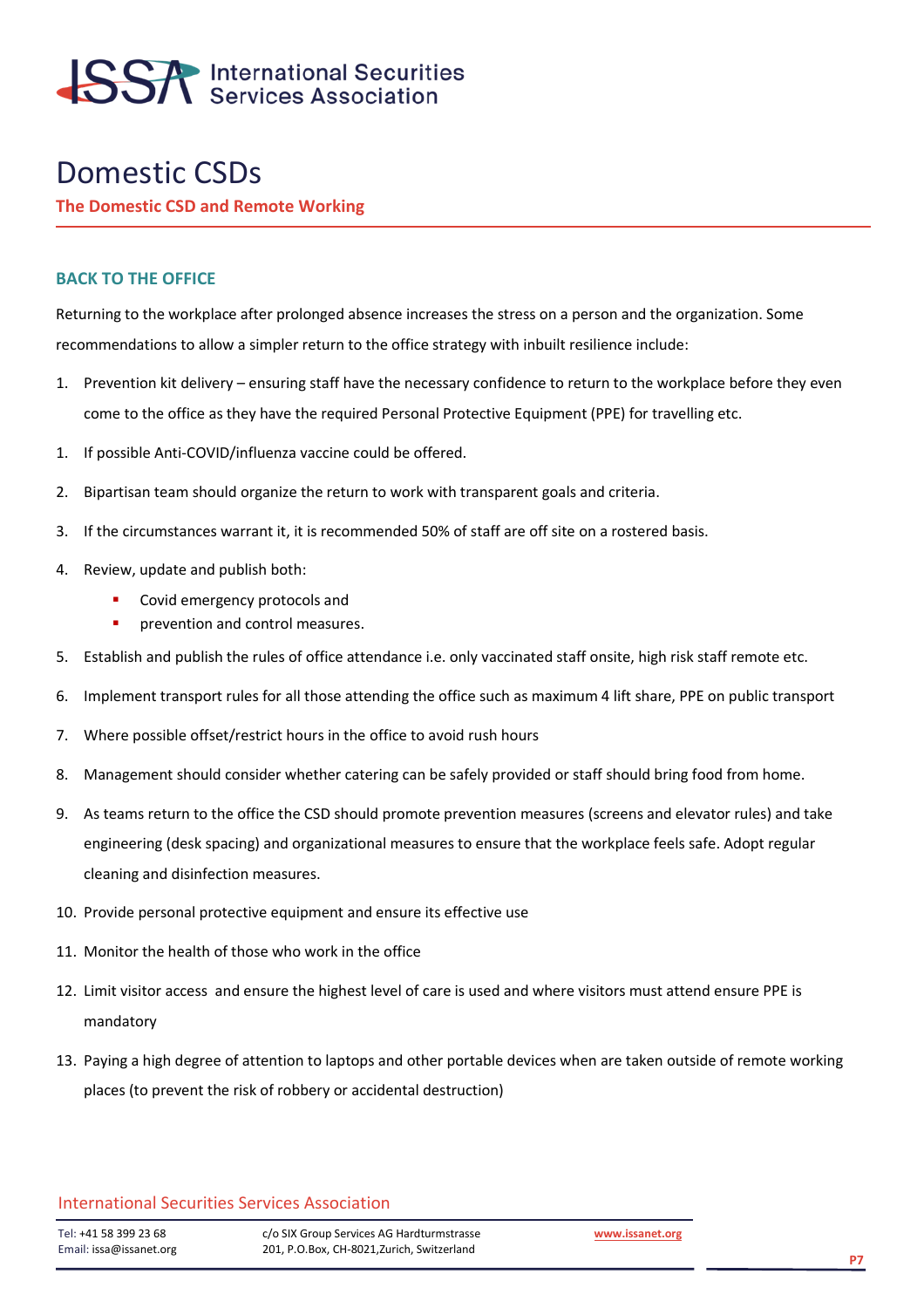# Domestic CSDs

**The Domestic CSD and Remote Working**

## BACK TO THE OFFICE

Returning to the workplace after prolonged absence increases the stress on a person and the organization. Some recommendations to allow a simpler return to the office strategy with inbuilt resilience include:

1. Prevention kit delivery – ensuring staff have the necessary confidence to return to the workplace before they even come to the office as they have the required Personal Protective Equipment (PPE) for travelling etc.

1. If possible Anti-COVID/influenza vaccine could be offered.

2. Bipartisan team should organize the return to work with transparent goals and criteria.

3. If the circumstances warrant it, it is recommended 50% of staff are off site on a rostered basis.

4. Review, update and publish both:
   - Covid emergency protocols and
   - prevention and control measures.

5. Establish and publish the rules of office attendance i.e. only vaccinated staff onsite, high risk staff remote etc.

6. Implement transport rules for all those attending the office such as maximum 4 lift share, PPE on public transport

7. Where possible offset/restrict hours in the office to avoid rush hours

8. Management should consider whether catering can be safely provided or staff should bring food from home.

9. As teams return to the office the CSD should promote prevention measures (screens and elevator rules) and take engineering (desk spacing) and organizational measures to ensure that the workplace feels safe. Adopt regular cleaning and disinfection measures.

10. Provide personal protective equipment and ensure its effective use

11. Monitor the health of those who work in the office

12. Limit visitor access and ensure the highest level of care is used and where visitors must attend ensure PPE is mandatory

13. Paying a high degree of attention to laptops and other portable devices when are taken outside of remote working places (to prevent the risk of robbery or accidental destruction)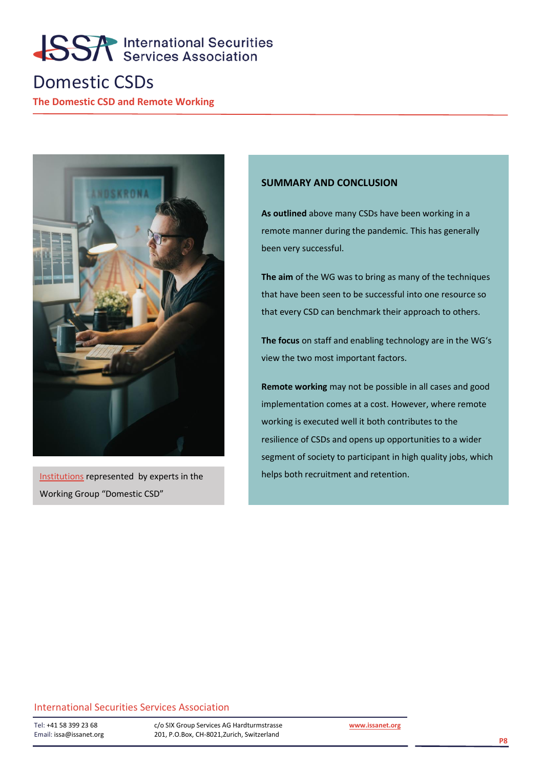# Domestic CSDs

## The Domestic CSD and Remote Working

Institutions represented by experts in the Working Group “Domestic CSD”

### SUMMARY AND CONCLUSION

**As outlined** above many CSDs have been working in a remote manner during the pandemic. This has generally been very successful.

**The aim** of the WG was to bring as many of the techniques that have been seen to be successful into one resource so that every CSD can benchmark their approach to others.

**The focus** on staff and enabling technology are in the WG‘s view the two most important factors.

**Remote working** may not be possible in all cases and good implementation comes at a cost. However, where remote working is executed well it both contributes to the resilience of CSDs and opens up opportunities to a wider segment of society to participant in high quality jobs, which helps both recruitment and retention.